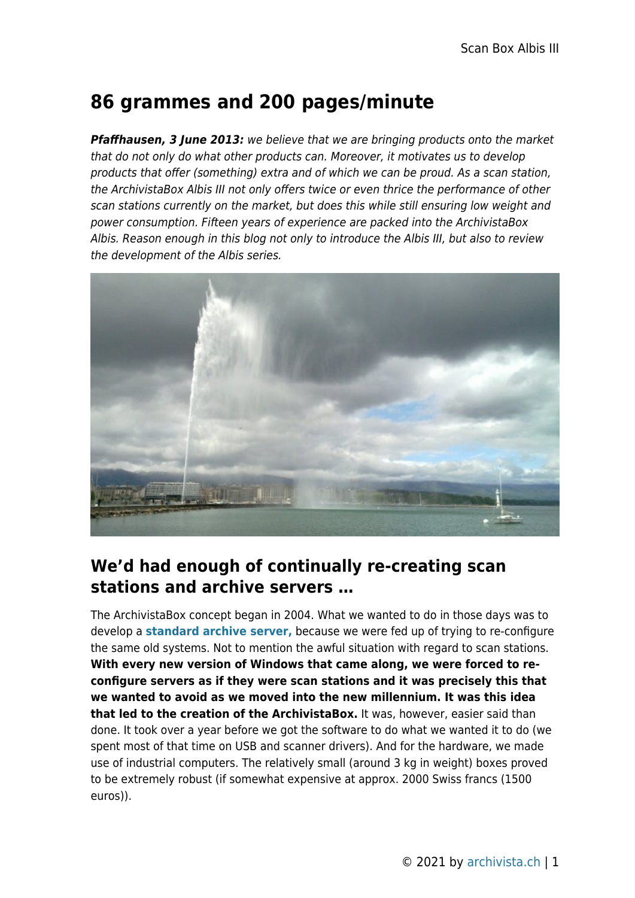# 86 grammes and 200 pages/minute

***Pfaffhausen, 3 June 2013:*** *we believe that we are bringing products onto the market that do not only do what other products can. Moreover, it motivates us to develop products that offer (something) extra and of which we can be proud. As a scan station, the ArchivistaBox Albis III not only offers twice or even thrice the performance of other scan stations currently on the market, but does this while still ensuring low weight and power consumption. Fifteen years of experience are packed into the ArchivistaBox Albis. Reason enough in this blog not only to introduce the Albis III, but also to review the development of the Albis series.*

## We'd had enough of continually re-creating scan stations and archive servers …

The ArchivistaBox concept began in 2004. What we wanted to do in those days was to develop a **standard archive server,** because we were fed up of trying to re-configure the same old systems. Not to mention the awful situation with regard to scan stations. **With every new version of Windows that came along, we were forced to re-configure servers as if they were scan stations and it was precisely this that we wanted to avoid as we moved into the new millennium. It was this idea that led to the creation of the ArchivistaBox.** It was, however, easier said than done. It took over a year before we got the software to do what we wanted it to do (we spent most of that time on USB and scanner drivers). And for the hardware, we made use of industrial computers. The relatively small (around 3 kg in weight) boxes proved to be extremely robust (if somewhat expensive at approx. 2000 Swiss francs (1500 euros)).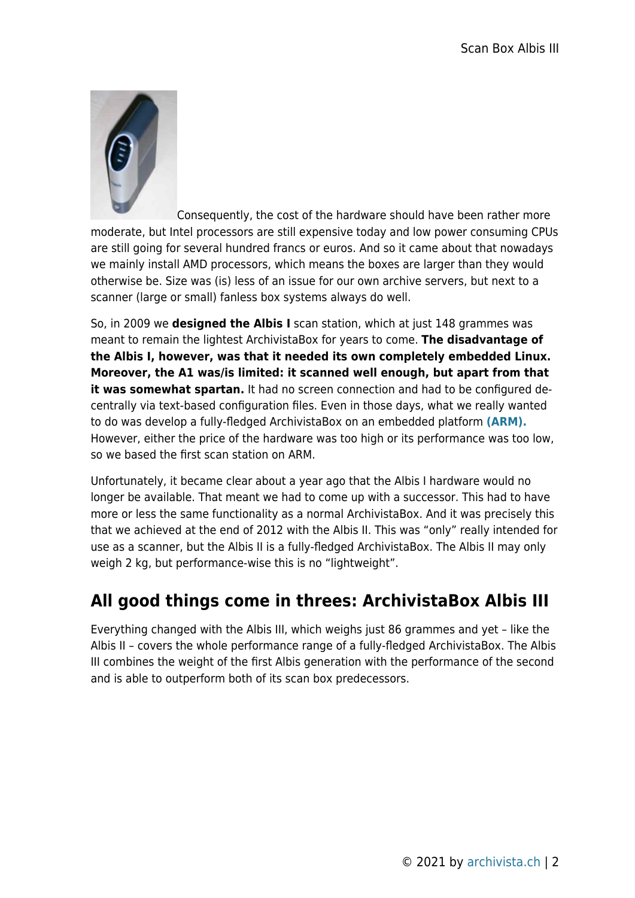Consequently, the cost of the hardware should have been rather more moderate, but Intel processors are still expensive today and low power consuming CPUs are still going for several hundred francs or euros. And so it came about that nowadays we mainly install AMD processors, which means the boxes are larger than they would otherwise be. Size was (is) less of an issue for our own archive servers, but next to a scanner (large or small) fanless box systems always do well.

So, in 2009 we **designed the Albis I** scan station, which at just 148 grammes was meant to remain the lightest ArchivistaBox for years to come. **The disadvantage of the Albis I, however, was that it needed its own completely embedded Linux. Moreover, the A1 was/is limited: it scanned well enough, but apart from that it was somewhat spartan.** It had no screen connection and had to be configured de-centrally via text-based configuration files. Even in those days, what we really wanted to do was develop a fully-fledged ArchivistaBox on an embedded platform **(ARM).** However, either the price of the hardware was too high or its performance was too low, so we based the first scan station on ARM.

Unfortunately, it became clear about a year ago that the Albis I hardware would no longer be available. That meant we had to come up with a successor. This had to have more or less the same functionality as a normal ArchivistaBox. And it was precisely this that we achieved at the end of 2012 with the Albis II. This was "only" really intended for use as a scanner, but the Albis II is a fully-fledged ArchivistaBox. The Albis II may only weigh 2 kg, but performance-wise this is no "lightweight".

## All good things come in threes: ArchivistaBox Albis III

Everything changed with the Albis III, which weighs just 86 grammes and yet – like the Albis II – covers the whole performance range of a fully-fledged ArchivistaBox. The Albis III combines the weight of the first Albis generation with the performance of the second and is able to outperform both of its scan box predecessors.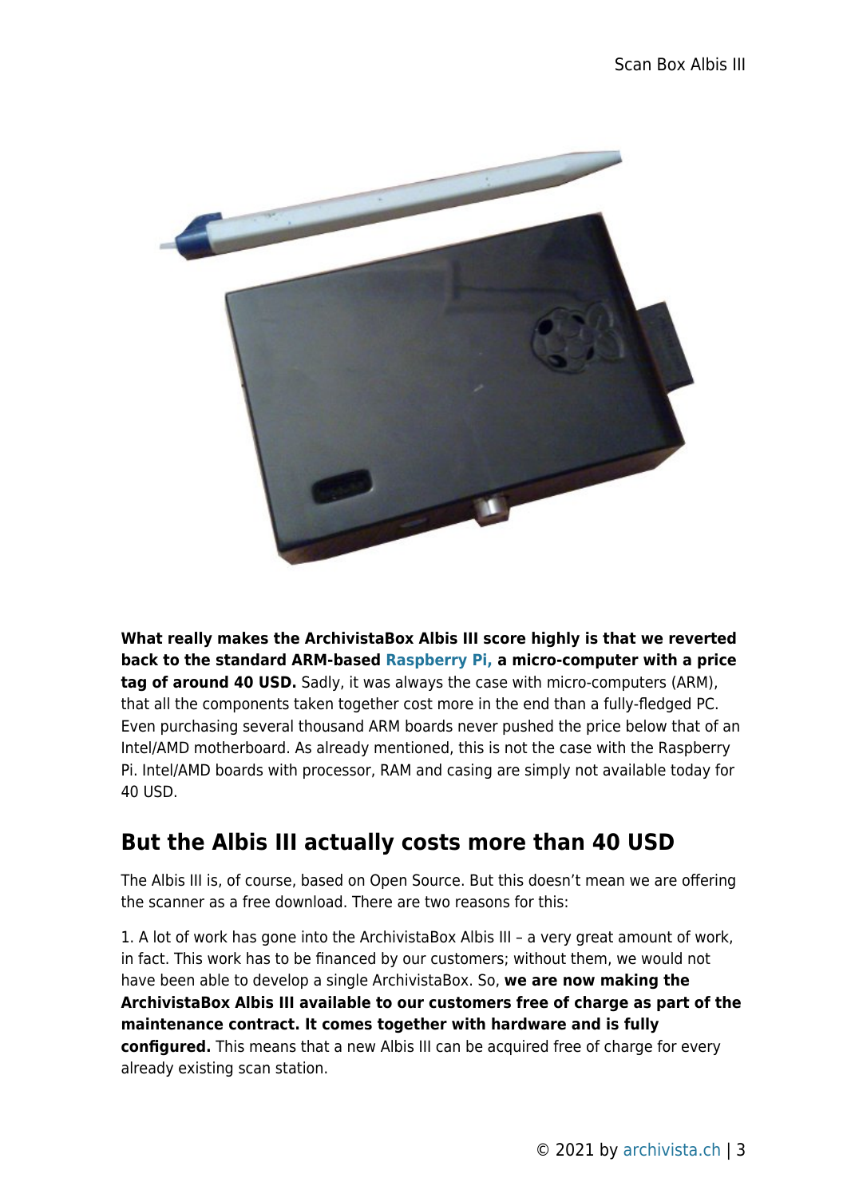**What really makes the ArchivistaBox Albis III score highly is that we reverted back to the standard ARM-based Raspberry Pi, a micro-computer with a price tag of around 40 USD.** Sadly, it was always the case with micro-computers (ARM), that all the components taken together cost more in the end than a fully-fledged PC. Even purchasing several thousand ARM boards never pushed the price below that of an Intel/AMD motherboard. As already mentioned, this is not the case with the Raspberry Pi. Intel/AMD boards with processor, RAM and casing are simply not available today for 40 USD.

## But the Albis III actually costs more than 40 USD

The Albis III is, of course, based on Open Source. But this doesn't mean we are offering the scanner as a free download. There are two reasons for this:

1. A lot of work has gone into the ArchivistaBox Albis III – a very great amount of work, in fact. This work has to be financed by our customers; without them, we would not have been able to develop a single ArchivistaBox. So, **we are now making the ArchivistaBox Albis III available to our customers free of charge as part of the maintenance contract. It comes together with hardware and is fully configured.** This means that a new Albis III can be acquired free of charge for every already existing scan station.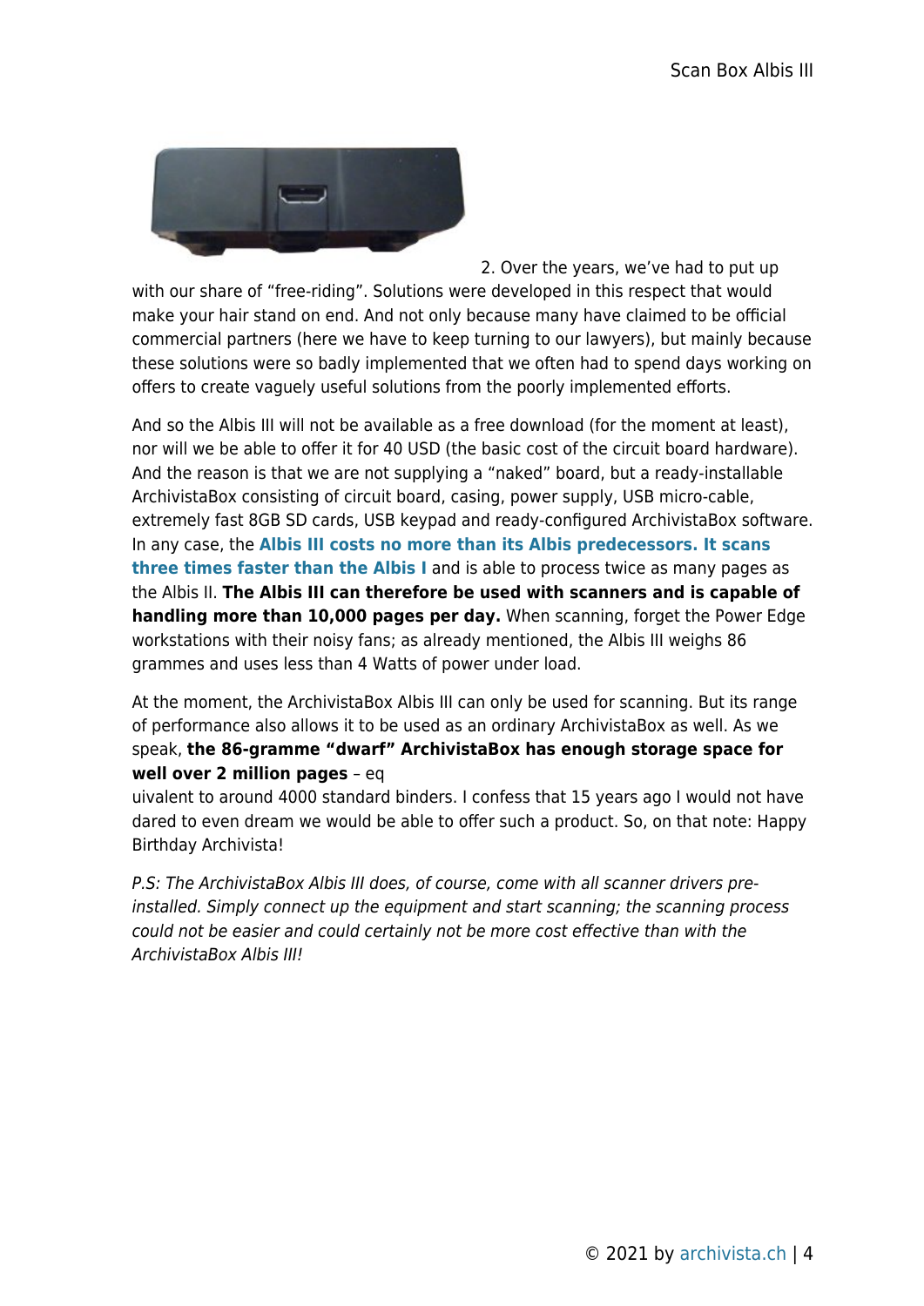2. Over the years, we've had to put up with our share of "free-riding". Solutions were developed in this respect that would make your hair stand on end. And not only because many have claimed to be official commercial partners (here we have to keep turning to our lawyers), but mainly because these solutions were so badly implemented that we often had to spend days working on offers to create vaguely useful solutions from the poorly implemented efforts.

And so the Albis III will not be available as a free download (for the moment at least), nor will we be able to offer it for 40 USD (the basic cost of the circuit board hardware). And the reason is that we are not supplying a "naked" board, but a ready-installable ArchivistaBox consisting of circuit board, casing, power supply, USB micro-cable, extremely fast 8GB SD cards, USB keypad and ready-configured ArchivistaBox software. In any case, the **Albis III costs no more than its Albis predecessors. It scans three times faster than the Albis I** and is able to process twice as many pages as the Albis II. **The Albis III can therefore be used with scanners and is capable of handling more than 10,000 pages per day.** When scanning, forget the Power Edge workstations with their noisy fans; as already mentioned, the Albis III weighs 86 grammes and uses less than 4 Watts of power under load.

At the moment, the ArchivistaBox Albis III can only be used for scanning. But its range of performance also allows it to be used as an ordinary ArchivistaBox as well. As we speak, **the 86-gramme "dwarf" ArchivistaBox has enough storage space for well over 2 million pages** – equivalent to around 4000 standard binders. I confess that 15 years ago I would not have dared to even dream we would be able to offer such a product. So, on that note: Happy Birthday Archivista!

*P.S: The ArchivistaBox Albis III does, of course, come with all scanner drivers pre-installed. Simply connect up the equipment and start scanning; the scanning process could not be easier and could certainly not be more cost effective than with the ArchivistaBox Albis III!*